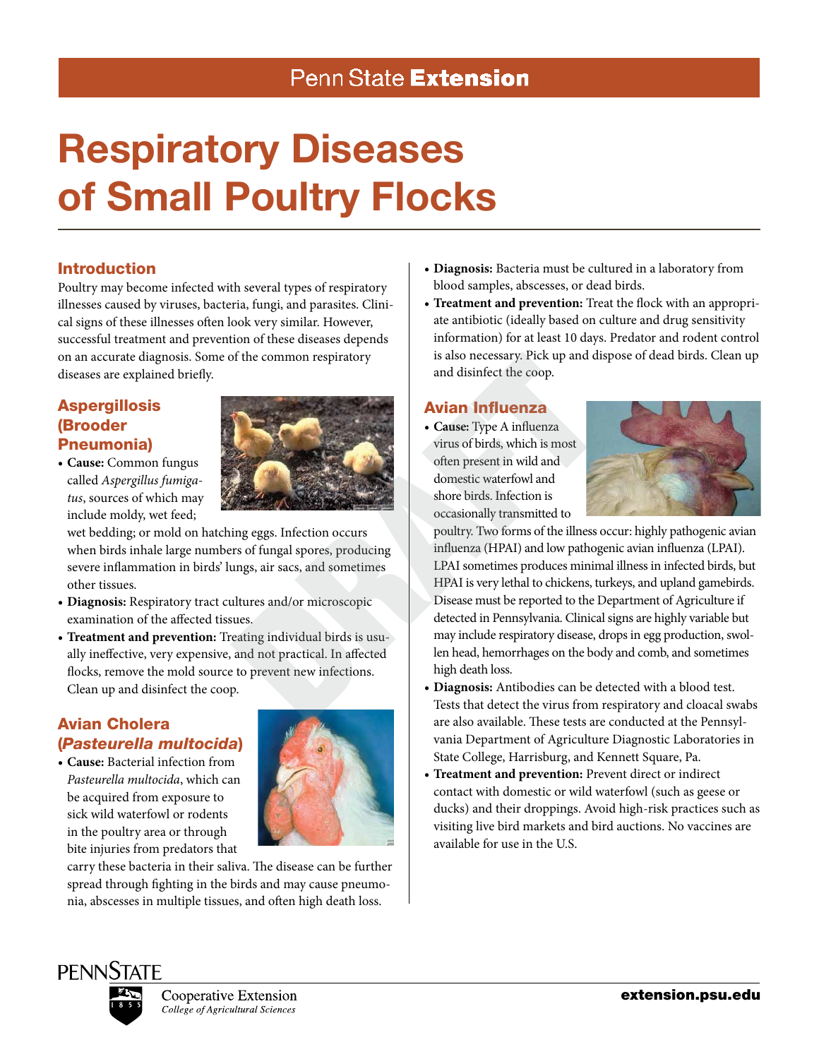Penn State **Extension**

# Respiratory Diseases of Small Poultry Flocks

## Introduction

Poultry may become infected with several types of respiratory illnesses caused by viruses, bacteria, fungi, and parasites. Clinical signs of these illnesses often look very similar. However, successful treatment and prevention of these diseases depends on an accurate diagnosis. Some of the common respiratory diseases are explained briefly.

## Aspergillosis (Brooder Pneumonia)

- **Cause:** Common fungus called *Aspergillus fumigatus*, sources of which may include moldy, wet feed; wet bedding; or mold on hatching eggs. Infection occurs when birds inhale large numbers of fungal spores, producing severe inflammation in birds' lungs, air sacs, and sometimes other tissues.
- **Diagnosis:** Respiratory tract cultures and/or microscopic examination of the affected tissues.
- **Treatment and prevention:** Treating individual birds is usually ineffective, very expensive, and not practical. In affected flocks, remove the mold source to prevent new infections. Clean up and disinfect the coop.

## Avian Cholera (*Pasteurella multocida*)

- **Cause:** Bacterial infection from *Pasteurella multocida*, which can be acquired from exposure to sick wild waterfowl or rodents in the poultry area or through bite injuries from predators that carry these bacteria in their saliva. The disease can be further spread through fighting in the birds and may cause pneumonia, abscesses in multiple tissues, and often high death loss.
- **Diagnosis:** Bacteria must be cultured in a laboratory from blood samples, abscesses, or dead birds.
- **Treatment and prevention:** Treat the flock with an appropriate antibiotic (ideally based on culture and drug sensitivity information) for at least 10 days. Predator and rodent control is also necessary. Pick up and dispose of dead birds. Clean up and disinfect the coop.

## Avian Influenza

- **Cause:** Type A influenza virus of birds, which is most often present in wild and domestic waterfowl and shore birds. Infection is occasionally transmitted to poultry. Two forms of the illness occur: highly pathogenic avian influenza (HPAI) and low pathogenic avian influenza (LPAI). LPAI sometimes produces minimal illness in infected birds, but HPAI is very lethal to chickens, turkeys, and upland gamebirds. Disease must be reported to the Department of Agriculture if detected in Pennsylvania. Clinical signs are highly variable but may include respiratory disease, drops in egg production, swollen head, hemorrhages on the body and comb, and sometimes high death loss.
- **Diagnosis:** Antibodies can be detected with a blood test. Tests that detect the virus from respiratory and cloacal swabs are also available. These tests are conducted at the Pennsylvania Department of Agriculture Diagnostic Laboratories in State College, Harrisburg, and Kennett Square, Pa.
- **Treatment and prevention:** Prevent direct or indirect contact with domestic or wild waterfowl (such as geese or ducks) and their droppings. Avoid high-risk practices such as visiting live bird markets and bird auctions. No vaccines are available for use in the U.S.

PENNSTATE
Cooperative Extension
*College of Agricultural Sciences*

**extension.psu.edu**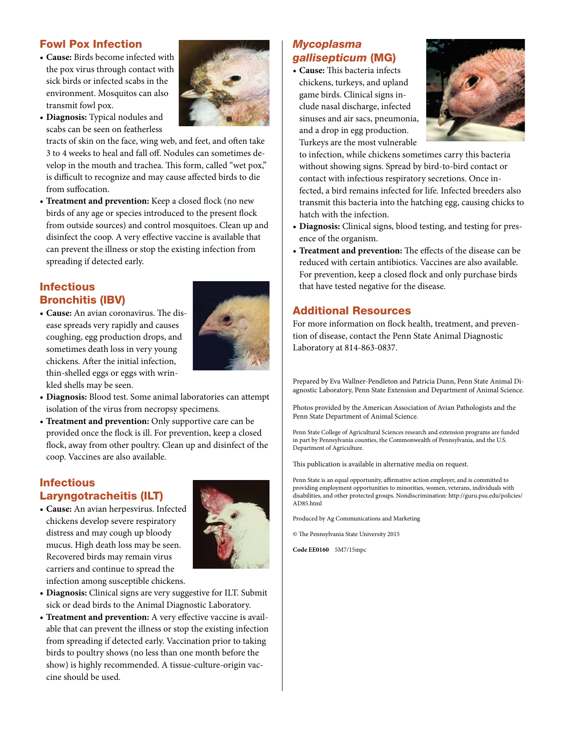## Fowl Pox Infection

- **Cause:** Birds become infected with the pox virus through contact with sick birds or infected scabs in the environment. Mosquitos can also transmit fowl pox.
- **Diagnosis:** Typical nodules and scabs can be seen on featherless tracts of skin on the face, wing web, and feet, and often take 3 to 4 weeks to heal and fall off. Nodules can sometimes develop in the mouth and trachea. This form, called "wet pox," is difficult to recognize and may cause affected birds to die from suffocation.
- **Treatment and prevention:** Keep a closed flock (no new birds of any age or species introduced to the present flock from outside sources) and control mosquitoes. Clean up and disinfect the coop. A very effective vaccine is available that can prevent the illness or stop the existing infection from spreading if detected early.

## Infectious Bronchitis (IBV)

- **Cause:** An avian coronavirus. The disease spreads very rapidly and causes coughing, egg production drops, and sometimes death loss in very young chickens. After the initial infection, thin-shelled eggs or eggs with wrinkled shells may be seen.
- **Diagnosis:** Blood test. Some animal laboratories can attempt isolation of the virus from necropsy specimens.
- **Treatment and prevention:** Only supportive care can be provided once the flock is ill. For prevention, keep a closed flock, away from other poultry. Clean up and disinfect of the coop. Vaccines are also available.

## Infectious Laryngotracheitis (ILT)

- **Cause:** An avian herpesvirus. Infected chickens develop severe respiratory distress and may cough up bloody mucus. High death loss may be seen. Recovered birds may remain virus carriers and continue to spread the infection among susceptible chickens.
- **Diagnosis:** Clinical signs are very suggestive for ILT. Submit sick or dead birds to the Animal Diagnostic Laboratory.
- **Treatment and prevention:** A very effective vaccine is available that can prevent the illness or stop the existing infection from spreading if detected early. Vaccination prior to taking birds to poultry shows (no less than one month before the show) is highly recommended. A tissue-culture-origin vaccine should be used.

## *Mycoplasma gallisepticum* (MG)

- **Cause:** This bacteria infects chickens, turkeys, and upland game birds. Clinical signs include nasal discharge, infected sinuses and air sacs, pneumonia, and a drop in egg production. Turkeys are the most vulnerable to infection, while chickens sometimes carry this bacteria without showing signs. Spread by bird-to-bird contact or contact with infectious respiratory secretions. Once infected, a bird remains infected for life. Infected breeders also transmit this bacteria into the hatching egg, causing chicks to hatch with the infection.
- **Diagnosis:** Clinical signs, blood testing, and testing for presence of the organism.
- **Treatment and prevention:** The effects of the disease can be reduced with certain antibiotics. Vaccines are also available. For prevention, keep a closed flock and only purchase birds that have tested negative for the disease.

## Additional Resources

For more information on flock health, treatment, and prevention of disease, contact the Penn State Animal Diagnostic Laboratory at 814-863-0837.

Prepared by Eva Wallner-Pendleton and Patricia Dunn, Penn State Animal Diagnostic Laboratory, Penn State Extension and Department of Animal Science.

Photos provided by the American Association of Avian Pathologists and the Penn State Department of Animal Science.

Penn State College of Agricultural Sciences research and extension programs are funded in part by Pennsylvania counties, the Commonwealth of Pennsylvania, and the U.S. Department of Agriculture.

This publication is available in alternative media on request.

Penn State is an equal opportunity, affirmative action employer, and is committed to providing employment opportunities to minorities, women, veterans, individuals with disabilities, and other protected groups. Nondiscrimination: http://guru.psu.edu/policies/AD85.html

Produced by Ag Communications and Marketing

© The Pennsylvania State University 2015

**Code EE0160** 5M7/15mpc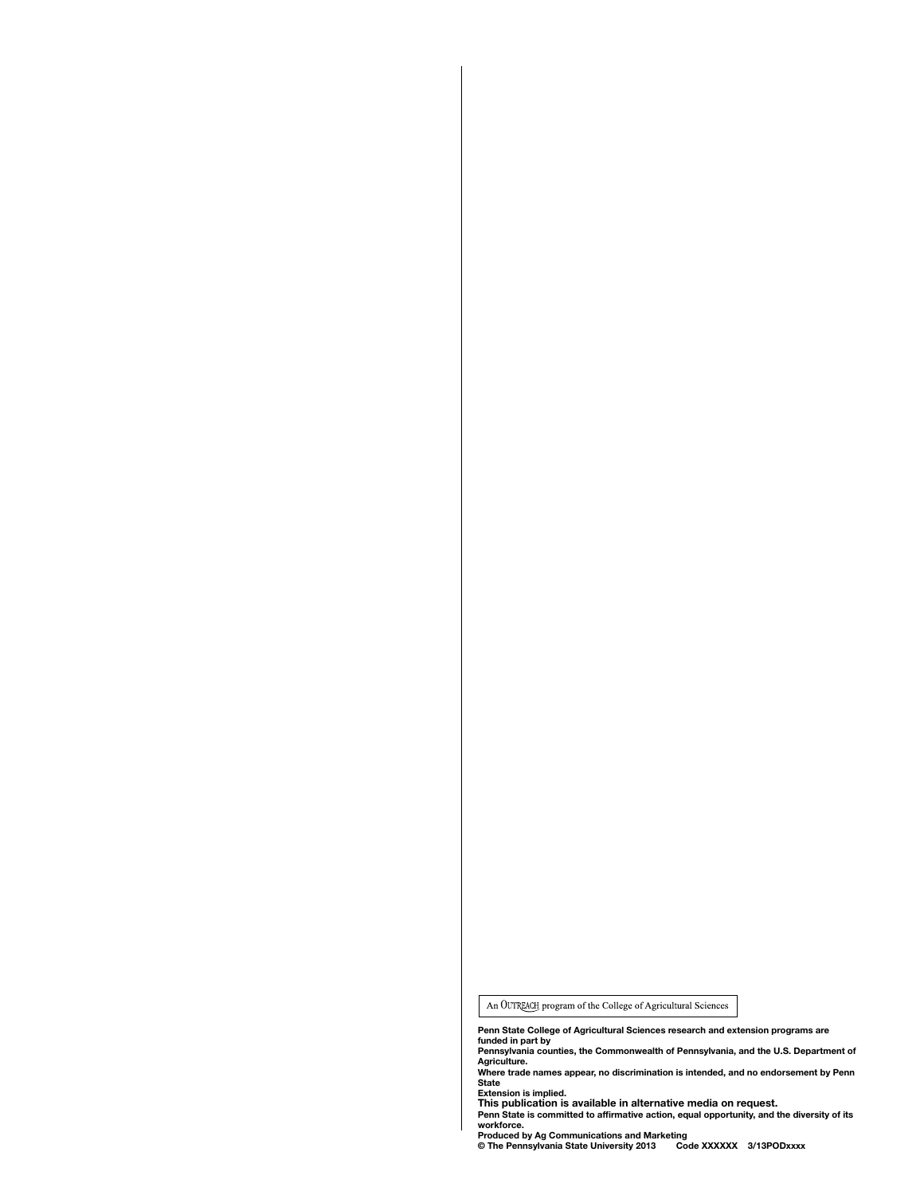An OUTREACH program of the College of Agricultural Sciences

**Penn State College of Agricultural Sciences research and extension programs are funded in part by Pennsylvania counties, the Commonwealth of Pennsylvania, and the U.S. Department of Agriculture.**

**Where trade names appear, no discrimination is intended, and no endorsement by Penn State Extension is implied.**

**This publication is available in alternative media on request.**

**Penn State is committed to affirmative action, equal opportunity, and the diversity of its workforce.**

**Produced by Ag Communications and Marketing**

**© The Pennsylvania State University 2013 Code XXXXXX 3/13PODxxxx**